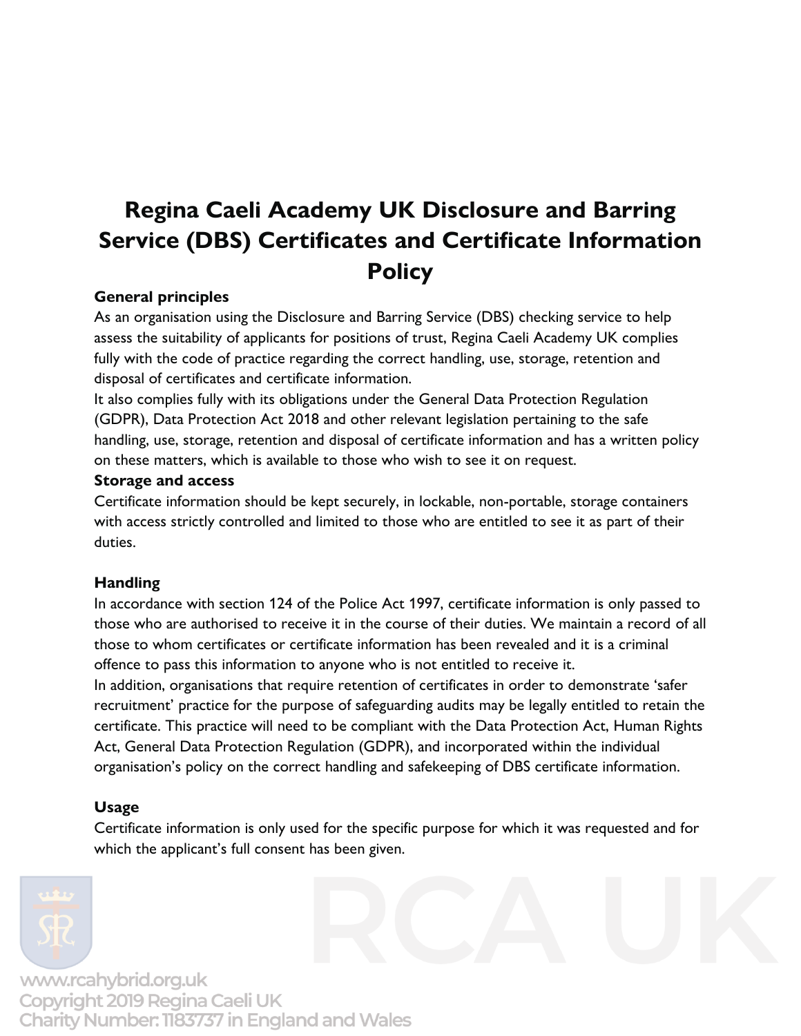# Regina Caeli Academy UK Disclosure and Barring Service (DBS) Certificates and Certificate Information Policy

**General principles**

As an organisation using the Disclosure and Barring Service (DBS) checking service to help assess the suitability of applicants for positions of trust, Regina Caeli Academy UK complies fully with the code of practice regarding the correct handling, use, storage, retention and disposal of certificates and certificate information.

It also complies fully with its obligations under the General Data Protection Regulation (GDPR), Data Protection Act 2018 and other relevant legislation pertaining to the safe handling, use, storage, retention and disposal of certificate information and has a written policy on these matters, which is available to those who wish to see it on request.

**Storage and access**

Certificate information should be kept securely, in lockable, non-portable, storage containers with access strictly controlled and limited to those who are entitled to see it as part of their duties.

**Handling**

In accordance with section 124 of the Police Act 1997, certificate information is only passed to those who are authorised to receive it in the course of their duties. We maintain a record of all those to whom certificates or certificate information has been revealed and it is a criminal offence to pass this information to anyone who is not entitled to receive it.

In addition, organisations that require retention of certificates in order to demonstrate 'safer recruitment' practice for the purpose of safeguarding audits may be legally entitled to retain the certificate. This practice will need to be compliant with the Data Protection Act, Human Rights Act, General Data Protection Regulation (GDPR), and incorporated within the individual organisation's policy on the correct handling and safekeeping of DBS certificate information.

**Usage**

Certificate information is only used for the specific purpose for which it was requested and for which the applicant's full consent has been given.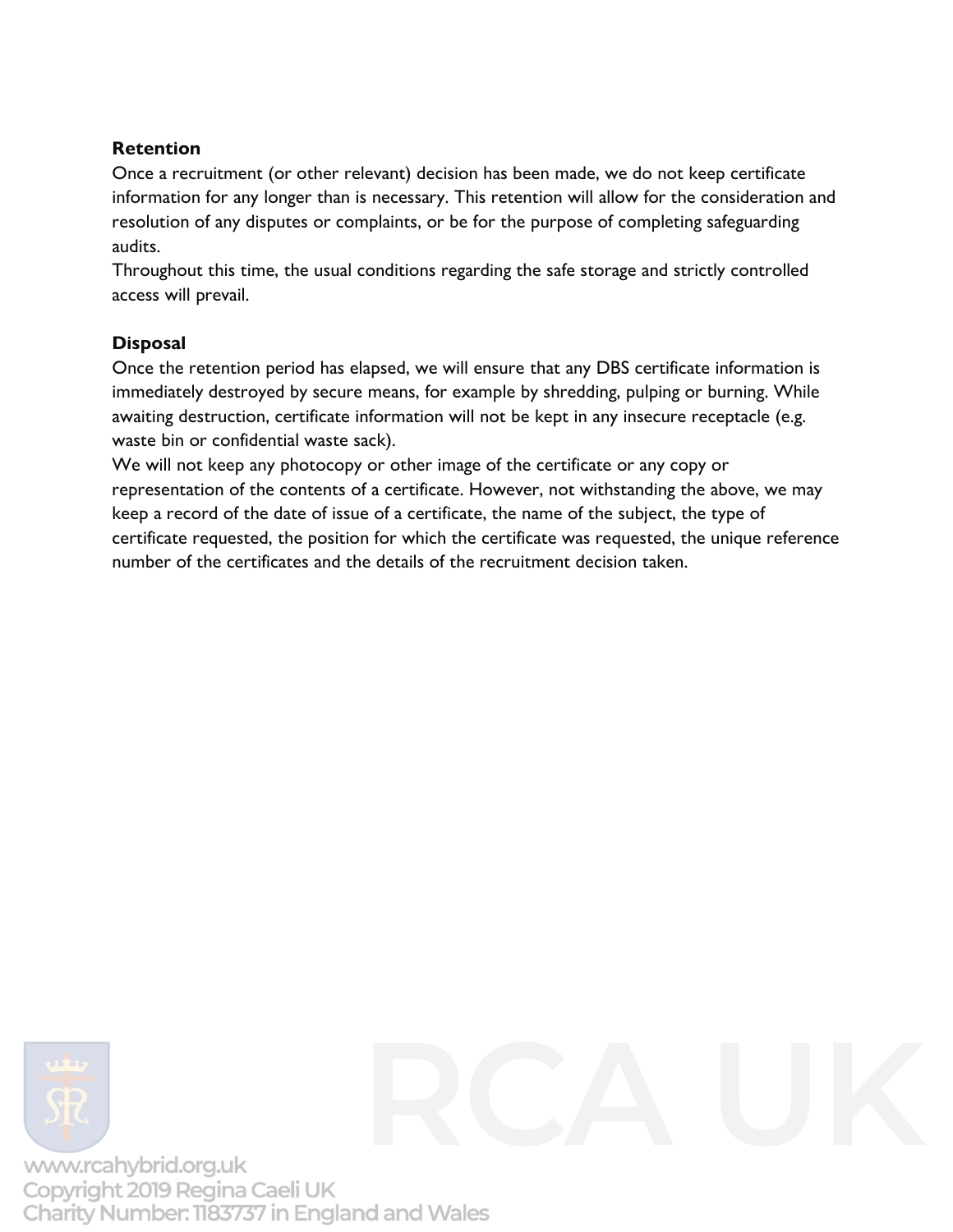**Retention**

Once a recruitment (or other relevant) decision has been made, we do not keep certificate information for any longer than is necessary. This retention will allow for the consideration and resolution of any disputes or complaints, or be for the purpose of completing safeguarding audits.

Throughout this time, the usual conditions regarding the safe storage and strictly controlled access will prevail.

**Disposal**

Once the retention period has elapsed, we will ensure that any DBS certificate information is immediately destroyed by secure means, for example by shredding, pulping or burning. While awaiting destruction, certificate information will not be kept in any insecure receptacle (e.g. waste bin or confidential waste sack).

We will not keep any photocopy or other image of the certificate or any copy or representation of the contents of a certificate. However, not withstanding the above, we may keep a record of the date of issue of a certificate, the name of the subject, the type of certificate requested, the position for which the certificate was requested, the unique reference number of the certificates and the details of the recruitment decision taken.